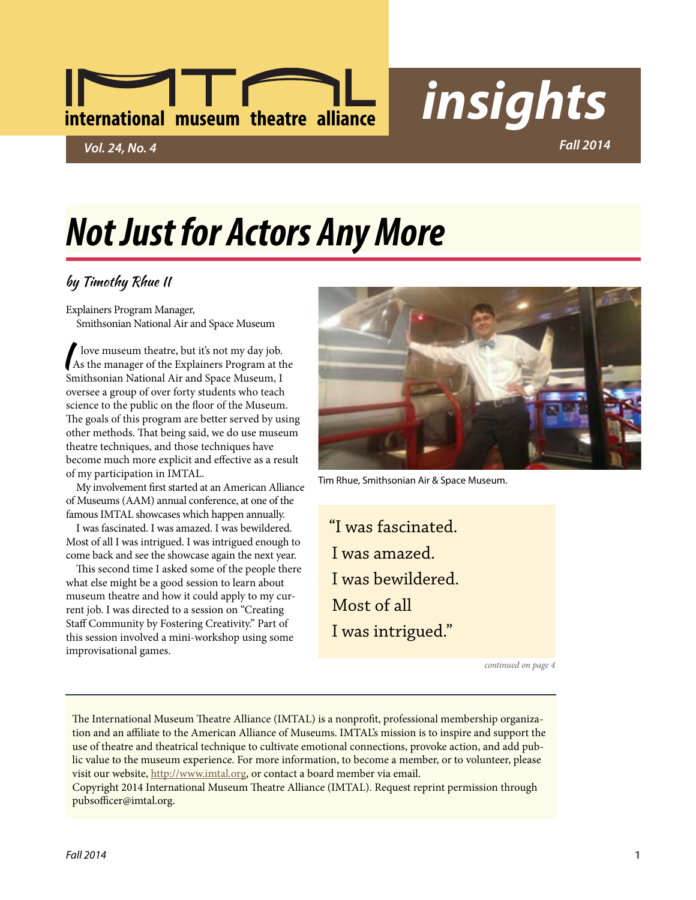# international museum theatre alliance

# insights

*Vol. 24, No. 4* *Fall 2014*

# Not Just for Actors Any More

### by Timothy Rhue II

Explainers Program Manager,
Smithsonian National Air and Space Museum

I love museum theatre, but it's not my day job. As the manager of the Explainers Program at the Smithsonian National Air and Space Museum, I oversee a group of over forty students who teach science to the public on the floor of the Museum. The goals of this program are better served by using other methods. That being said, we do use museum theatre techniques, and those techniques have become much more explicit and effective as a result of my participation in IMTAL.

My involvement first started at an American Alliance of Museums (AAM) annual conference, at one of the famous IMTAL showcases which happen annually.

I was fascinated. I was amazed. I was bewildered. Most of all I was intrigued. I was intrigued enough to come back and see the showcase again the next year.

This second time I asked some of the people there what else might be a good session to learn about museum theatre and how it could apply to my current job. I was directed to a session on "Creating Staff Community by Fostering Creativity." Part of this session involved a mini-workshop using some improvisational games.

Tim Rhue, Smithsonian Air & Space Museum.

> "I was fascinated.
> I was amazed.
> I was bewildered.
> Most of all
> I was intrigued."

*continued on page 4*

The International Museum Theatre Alliance (IMTAL) is a nonprofit, professional membership organization and an affiliate to the American Alliance of Museums. IMTAL's mission is to inspire and support the use of theatre and theatrical technique to cultivate emotional connections, provoke action, and add public value to the museum experience. For more information, to become a member, or to volunteer, please visit our website, http://www.imtal.org, or contact a board member via email.
Copyright 2014 International Museum Theatre Alliance (IMTAL). Request reprint permission through pubsofficer@imtal.org.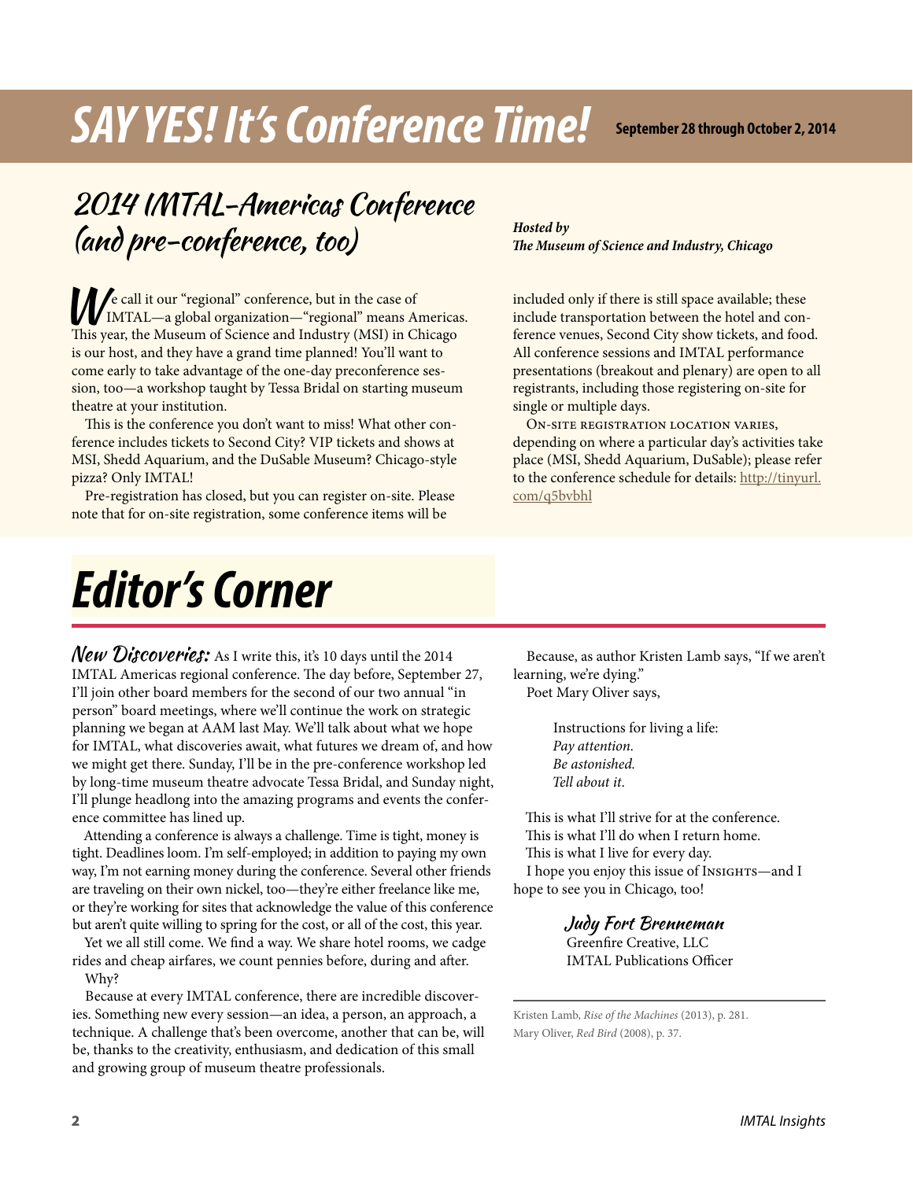# SAY YES! It's Conference Time!

**September 28 through October 2, 2014**

## 2014 IMTAL-Americas Conference (and pre-conference, too)

***Hosted by The Museum of Science and Industry, Chicago***

We call it our "regional" conference, but in the case of IMTAL—a global organization—"regional" means Americas. This year, the Museum of Science and Industry (MSI) in Chicago is our host, and they have a grand time planned! You'll want to come early to take advantage of the one-day preconference session, too—a workshop taught by Tessa Bridal on starting museum theatre at your institution.

This is the conference you don't want to miss! What other conference includes tickets to Second City? VIP tickets and shows at MSI, Shedd Aquarium, and the DuSable Museum? Chicago-style pizza? Only IMTAL!

Pre-registration has closed, but you can register on-site. Please note that for on-site registration, some conference items will be included only if there is still space available; these include transportation between the hotel and conference venues, Second City show tickets, and food. All conference sessions and IMTAL performance presentations (breakout and plenary) are open to all registrants, including those registering on-site for single or multiple days.

On-site registration location varies, depending on where a particular day's activities take place (MSI, Shedd Aquarium, DuSable); please refer to the conference schedule for details: http://tinyurl.com/q5bvbhl

# Editor's Corner

**New Discoveries:** As I write this, it's 10 days until the 2014 IMTAL Americas regional conference. The day before, September 27, I'll join other board members for the second of our two annual "in person" board meetings, where we'll continue the work on strategic planning we began at AAM last May. We'll talk about what we hope for IMTAL, what discoveries await, what futures we dream of, and how we might get there. Sunday, I'll be in the pre-conference workshop led by long-time museum theatre advocate Tessa Bridal, and Sunday night, I'll plunge headlong into the amazing programs and events the conference committee has lined up.

Attending a conference is always a challenge. Time is tight, money is tight. Deadlines loom. I'm self-employed; in addition to paying my own way, I'm not earning money during the conference. Several other friends are traveling on their own nickel, too—they're either freelance like me, or they're working for sites that acknowledge the value of this conference but aren't quite willing to spring for the cost, or all of the cost, this year.

Yet we all still come. We find a way. We share hotel rooms, we cadge rides and cheap airfares, we count pennies before, during and after.

Why?

Because at every IMTAL conference, there are incredible discoveries. Something new every session—an idea, a person, an approach, a technique. A challenge that's been overcome, another that can be, will be, thanks to the creativity, enthusiasm, and dedication of this small and growing group of museum theatre professionals.

Because, as author Kristen Lamb says, "If we aren't learning, we're dying."

Poet Mary Oliver says,

> Instructions for living a life:
> *Pay attention.*
> *Be astonished.*
> *Tell about it.*

This is what I'll strive for at the conference.
This is what I'll do when I return home.
This is what I live for every day.

I hope you enjoy this issue of Insights—and I hope to see you in Chicago, too!

Judy Fort Brenneman
Greenfire Creative, LLC
IMTAL Publications Officer

---

Kristen Lamb, *Rise of the Machines* (2013), p. 281.
Mary Oliver, *Red Bird* (2008), p. 37.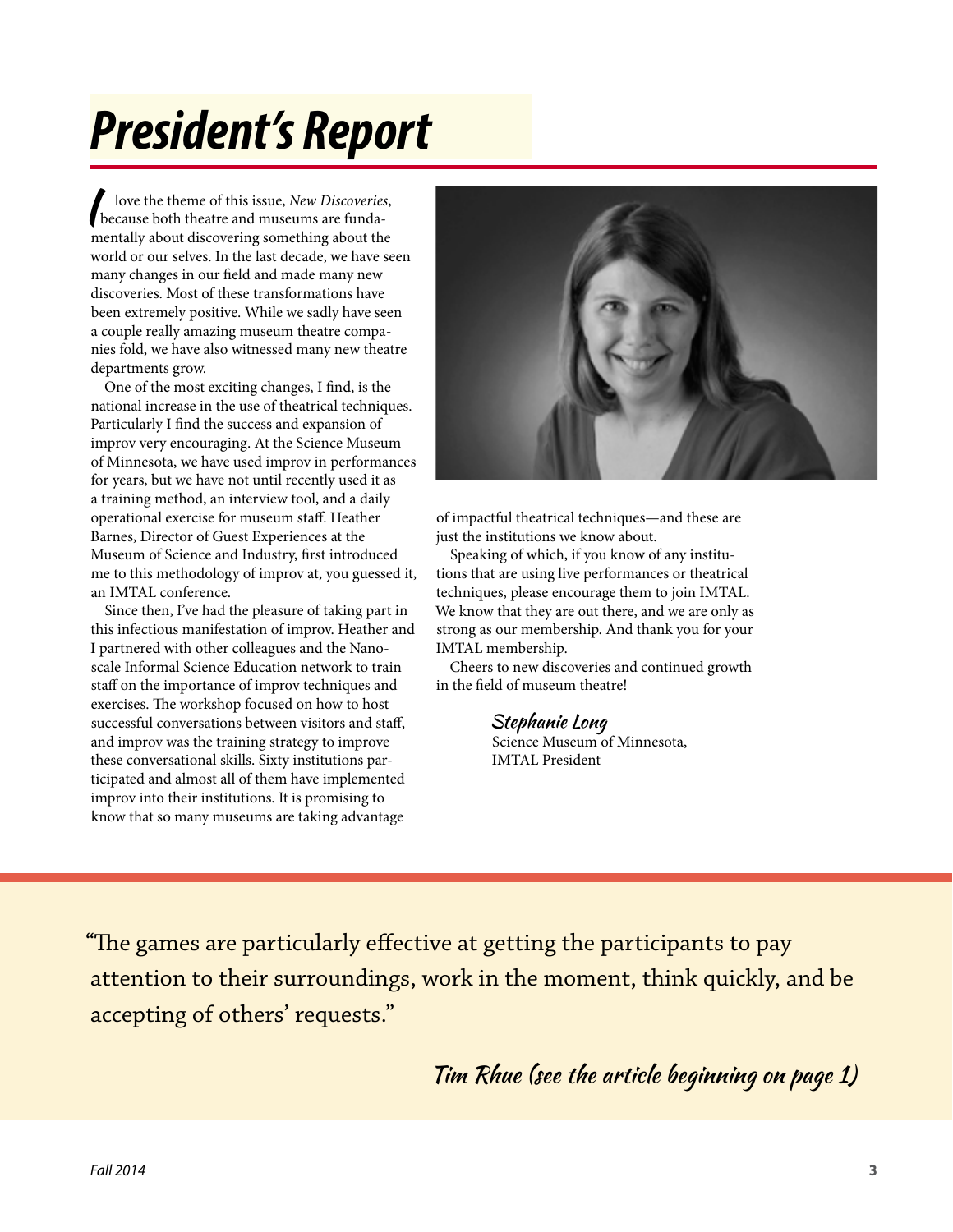# President's Report

I love the theme of this issue, *New Discoveries*, because both theatre and museums are fundamentally about discovering something about the world or our selves. In the last decade, we have seen many changes in our field and made many new discoveries. Most of these transformations have been extremely positive. While we sadly have seen a couple really amazing museum theatre companies fold, we have also witnessed many new theatre departments grow.

One of the most exciting changes, I find, is the national increase in the use of theatrical techniques. Particularly I find the success and expansion of improv very encouraging. At the Science Museum of Minnesota, we have used improv in performances for years, but we have not until recently used it as a training method, an interview tool, and a daily operational exercise for museum staff. Heather Barnes, Director of Guest Experiences at the Museum of Science and Industry, first introduced me to this methodology of improv at, you guessed it, an IMTAL conference.

Since then, I've had the pleasure of taking part in this infectious manifestation of improv. Heather and I partnered with other colleagues and the Nanoscale Informal Science Education network to train staff on the importance of improv techniques and exercises. The workshop focused on how to host successful conversations between visitors and staff, and improv was the training strategy to improve these conversational skills. Sixty institutions participated and almost all of them have implemented improv into their institutions. It is promising to know that so many museums are taking advantage of impactful theatrical techniques—and these are just the institutions we know about.

Speaking of which, if you know of any institutions that are using live performances or theatrical techniques, please encourage them to join IMTAL. We know that they are out there, and we are only as strong as our membership. And thank you for your IMTAL membership.

Cheers to new discoveries and continued growth in the field of museum theatre!

*Stephanie Long*
Science Museum of Minnesota,
IMTAL President

---

"The games are particularly effective at getting the participants to pay attention to their surroundings, work in the moment, think quickly, and be accepting of others' requests."

*Tim Rhue (see the article beginning on page 1)*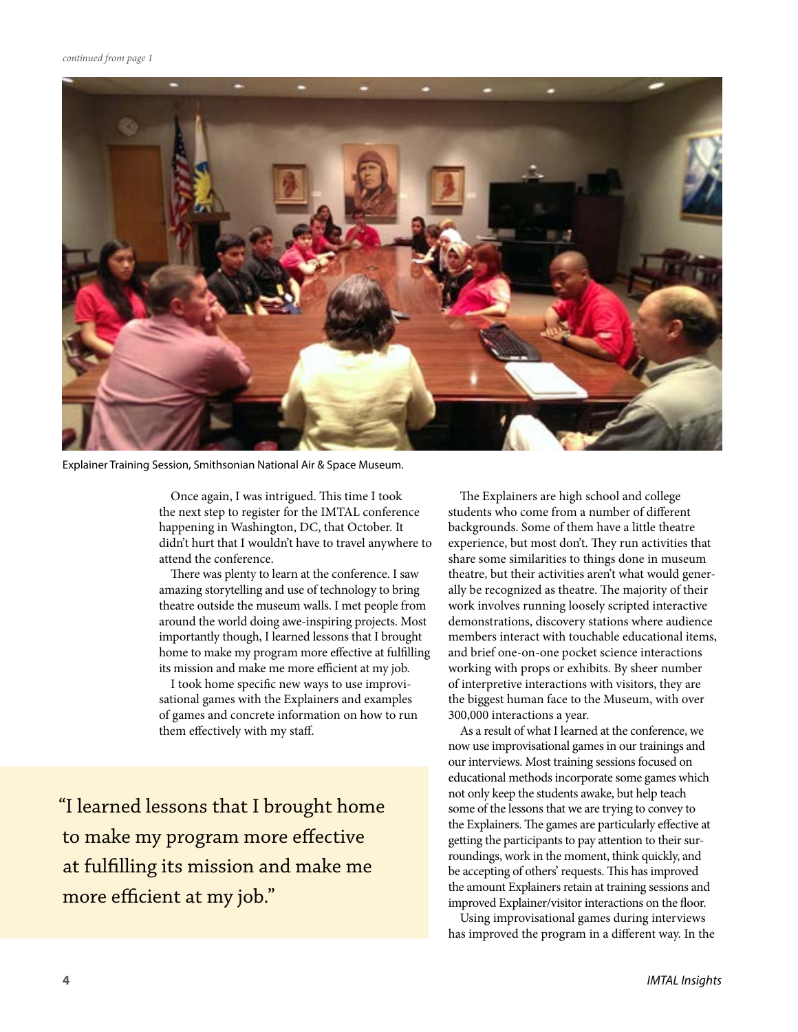*continued from page 1*

Explainer Training Session, Smithsonian National Air & Space Museum.

Once again, I was intrigued. This time I took the next step to register for the IMTAL conference happening in Washington, DC, that October. It didn't hurt that I wouldn't have to travel anywhere to attend the conference.

There was plenty to learn at the conference. I saw amazing storytelling and use of technology to bring theatre outside the museum walls. I met people from around the world doing awe-inspiring projects. Most importantly though, I learned lessons that I brought home to make my program more effective at fulfilling its mission and make me more efficient at my job.

I took home specific new ways to use improvisational games with the Explainers and examples of games and concrete information on how to run them effectively with my staff.

> "I learned lessons that I brought home to make my program more effective at fulfilling its mission and make me more efficient at my job."

The Explainers are high school and college students who come from a number of different backgrounds. Some of them have a little theatre experience, but most don't. They run activities that share some similarities to things done in museum theatre, but their activities aren't what would generally be recognized as theatre. The majority of their work involves running loosely scripted interactive demonstrations, discovery stations where audience members interact with touchable educational items, and brief one-on-one pocket science interactions working with props or exhibits. By sheer number of interpretive interactions with visitors, they are the biggest human face to the Museum, with over 300,000 interactions a year.

As a result of what I learned at the conference, we now use improvisational games in our trainings and our interviews. Most training sessions focused on educational methods incorporate some games which not only keep the students awake, but help teach some of the lessons that we are trying to convey to the Explainers. The games are particularly effective at getting the participants to pay attention to their surroundings, work in the moment, think quickly, and be accepting of others' requests. This has improved the amount Explainers retain at training sessions and improved Explainer/visitor interactions on the floor.

Using improvisational games during interviews has improved the program in a different way. In the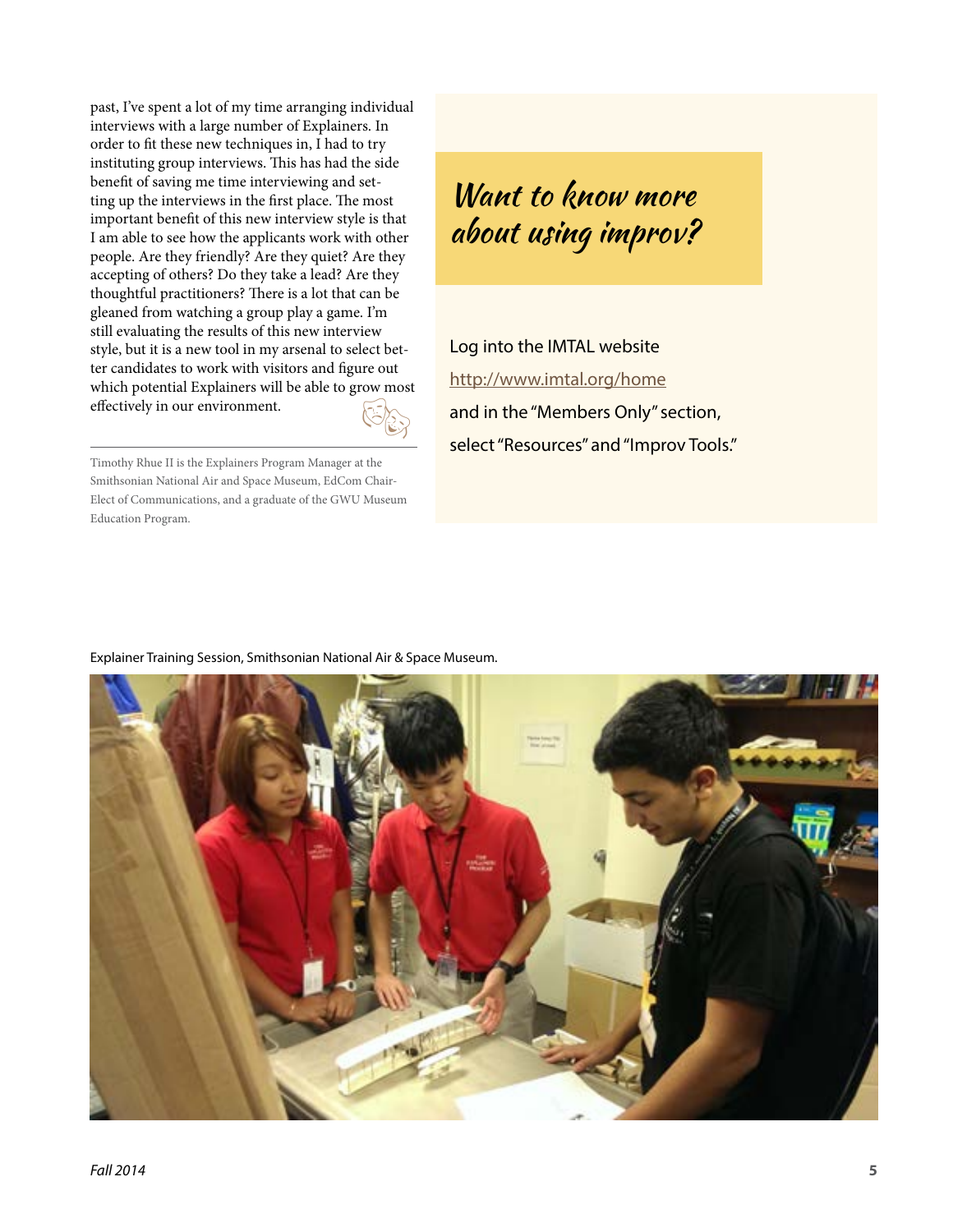past, I've spent a lot of my time arranging individual interviews with a large number of Explainers. In order to fit these new techniques in, I had to try instituting group interviews. This has had the side benefit of saving me time interviewing and setting up the interviews in the first place. The most important benefit of this new interview style is that I am able to see how the applicants work with other people. Are they friendly? Are they quiet? Are they accepting of others? Do they take a lead? Are they thoughtful practitioners? There is a lot that can be gleaned from watching a group play a game. I'm still evaluating the results of this new interview style, but it is a new tool in my arsenal to select better candidates to work with visitors and figure out which potential Explainers will be able to grow most effectively in our environment.

---

Timothy Rhue II is the Explainers Program Manager at the Smithsonian National Air and Space Museum, EdCom Chair-Elect of Communications, and a graduate of the GWU Museum Education Program.

## *Want to know more about using improv?*

Log into the IMTAL website

http://www.imtal.org/home

and in the "Members Only" section, select "Resources" and "Improv Tools."

Explainer Training Session, Smithsonian National Air & Space Museum.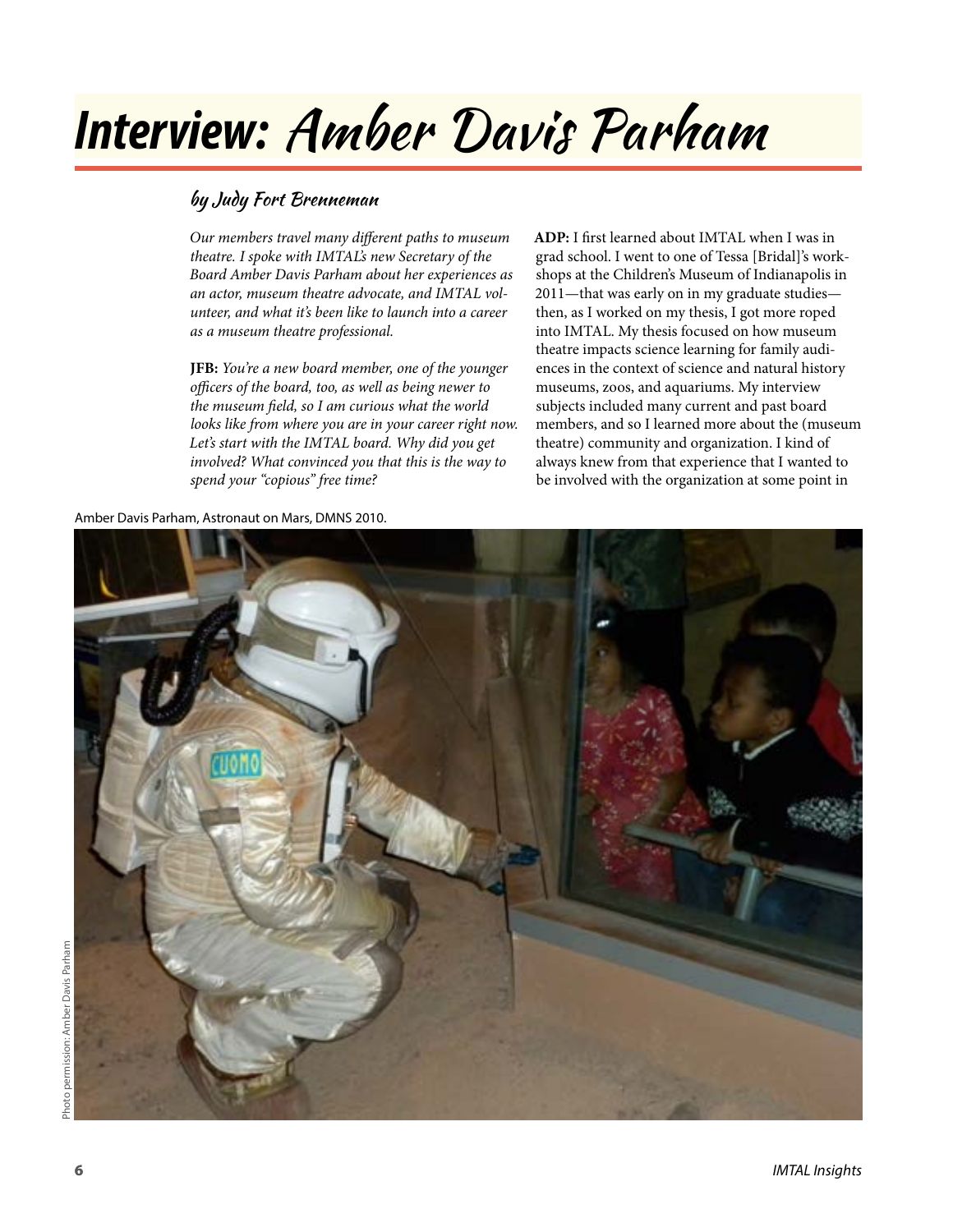# Interview: Amber Davis Parham

## by Judy Fort Brenneman

*Our members travel many different paths to museum theatre. I spoke with IMTAL's new Secretary of the Board Amber Davis Parham about her experiences as an actor, museum theatre advocate, and IMTAL volunteer, and what it's been like to launch into a career as a museum theatre professional.*

**JFB:** *You're a new board member, one of the younger officers of the board, too, as well as being newer to the museum field, so I am curious what the world looks like from where you are in your career right now. Let's start with the IMTAL board. Why did you get involved? What convinced you that this is the way to spend your "copious" free time?*

**ADP:** I first learned about IMTAL when I was in grad school. I went to one of Tessa [Bridal]'s workshops at the Children's Museum of Indianapolis in 2011—that was early on in my graduate studies—then, as I worked on my thesis, I got more roped into IMTAL. My thesis focused on how museum theatre impacts science learning for family audiences in the context of science and natural history museums, zoos, and aquariums. My interview subjects included many current and past board members, and so I learned more about the (museum theatre) community and organization. I kind of always knew from that experience that I wanted to be involved with the organization at some point in

Amber Davis Parham, Astronaut on Mars, DMNS 2010.

Photo permission: Amber Davis Parham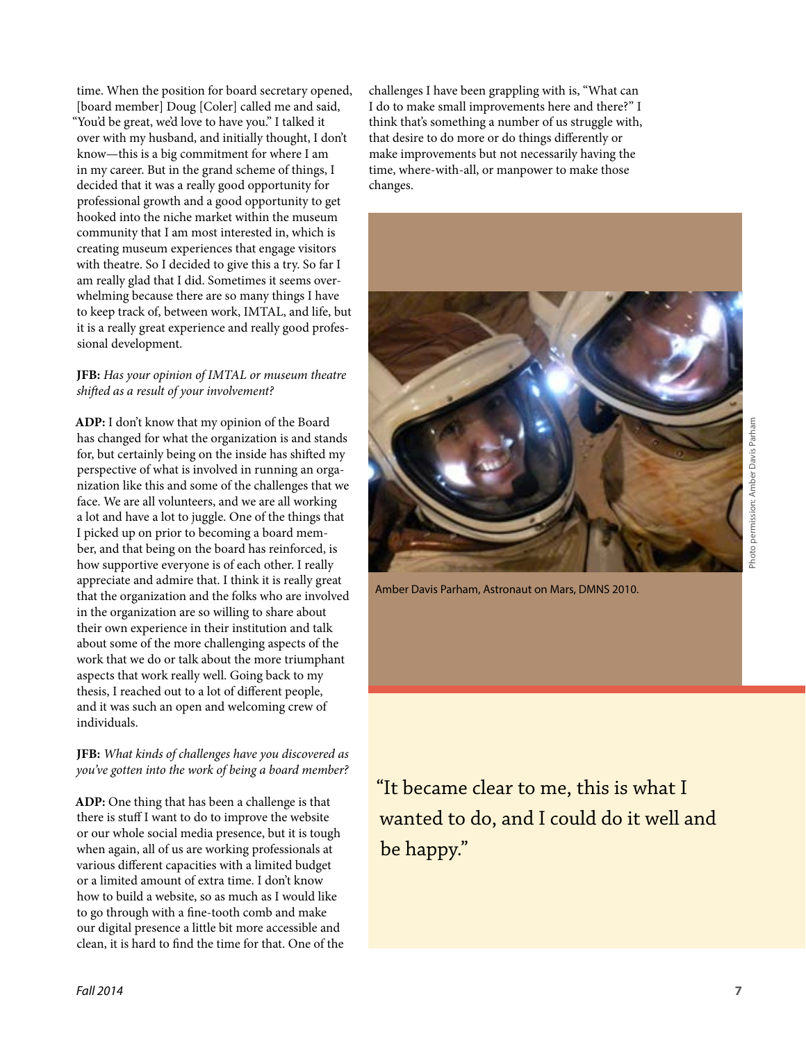time. When the position for board secretary opened, [board member] Doug [Coler] called me and said, "You'd be great, we'd love to have you." I talked it over with my husband, and initially thought, I don't know—this is a big commitment for where I am in my career. But in the grand scheme of things, I decided that it was a really good opportunity for professional growth and a good opportunity to get hooked into the niche market within the museum community that I am most interested in, which is creating museum experiences that engage visitors with theatre. So I decided to give this a try. So far I am really glad that I did. Sometimes it seems overwhelming because there are so many things I have to keep track of, between work, IMTAL, and life, but it is a really great experience and really good professional development.

**JFB:** *Has your opinion of IMTAL or museum theatre shifted as a result of your involvement?*

**ADP:** I don't know that my opinion of the Board has changed for what the organization is and stands for, but certainly being on the inside has shifted my perspective of what is involved in running an organization like this and some of the challenges that we face. We are all volunteers, and we are all working a lot and have a lot to juggle. One of the things that I picked up on prior to becoming a board member, and that being on the board has reinforced, is how supportive everyone is of each other. I really appreciate and admire that. I think it is really great that the organization and the folks who are involved in the organization are so willing to share about their own experience in their institution and talk about some of the more challenging aspects of the work that we do or talk about the more triumphant aspects that work really well. Going back to my thesis, I reached out to a lot of different people, and it was such an open and welcoming crew of individuals.

**JFB:** *What kinds of challenges have you discovered as you've gotten into the work of being a board member?*

**ADP:** One thing that has been a challenge is that there is stuff I want to do to improve the website or our whole social media presence, but it is tough when again, all of us are working professionals at various different capacities with a limited budget or a limited amount of extra time. I don't know how to build a website, so as much as I would like to go through with a fine-tooth comb and make our digital presence a little bit more accessible and clean, it is hard to find the time for that. One of the challenges I have been grappling with is, "What can I do to make small improvements here and there?" I think that's something a number of us struggle with, that desire to do more or do things differently or make improvements but not necessarily having the time, where-with-all, or manpower to make those changes.

Amber Davis Parham, Astronaut on Mars, DMNS 2010.

Photo permission: Amber Davis Parham

"It became clear to me, this is what I wanted to do, and I could do it well and be happy."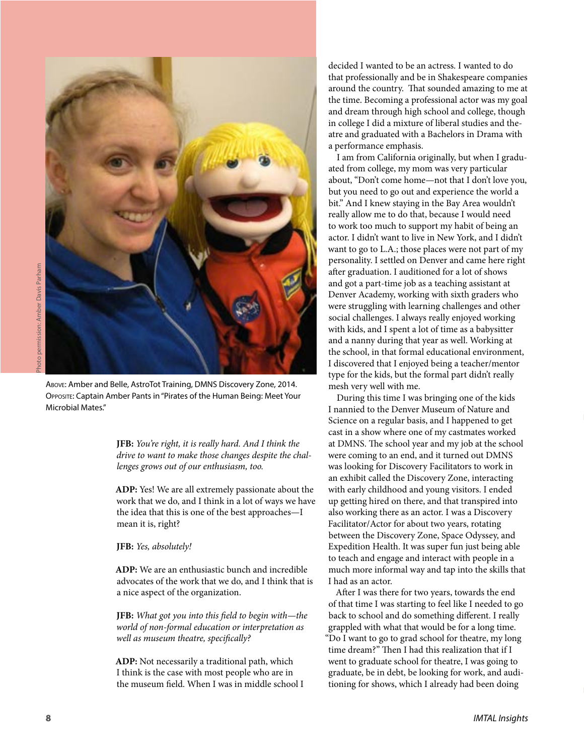Above: Amber and Belle, AstroTot Training, DMNS Discovery Zone, 2014.
Opposite: Captain Amber Pants in "Pirates of the Human Being: Meet Your Microbial Mates."

Photo permission: Amber Davis Parham

**JFB:** *You're right, it is really hard. And I think the drive to want to make those changes despite the challenges grows out of our enthusiasm, too.*

**ADP:** Yes! We are all extremely passionate about the work that we do, and I think in a lot of ways we have the idea that this is one of the best approaches—I mean it is, right?

**JFB:** *Yes, absolutely!*

**ADP:** We are an enthusiastic bunch and incredible advocates of the work that we do, and I think that is a nice aspect of the organization.

**JFB:** *What got you into this field to begin with—the world of non-formal education or interpretation as well as museum theatre, specifically?*

**ADP:** Not necessarily a traditional path, which I think is the case with most people who are in the museum field. When I was in middle school I decided I wanted to be an actress. I wanted to do that professionally and be in Shakespeare companies around the country. That sounded amazing to me at the time. Becoming a professional actor was my goal and dream through high school and college, though in college I did a mixture of liberal studies and theatre and graduated with a Bachelors in Drama with a performance emphasis.

I am from California originally, but when I graduated from college, my mom was very particular about, "Don't come home—not that I don't love you, but you need to go out and experience the world a bit." And I knew staying in the Bay Area wouldn't really allow me to do that, because I would need to work too much to support my habit of being an actor. I didn't want to live in New York, and I didn't want to go to L.A.; those places were not part of my personality. I settled on Denver and came here right after graduation. I auditioned for a lot of shows and got a part-time job as a teaching assistant at Denver Academy, working with sixth graders who were struggling with learning challenges and other social challenges. I always really enjoyed working with kids, and I spent a lot of time as a babysitter and a nanny during that year as well. Working at the school, in that formal educational environment, I discovered that I enjoyed being a teacher/mentor type for the kids, but the formal part didn't really mesh very well with me.

During this time I was bringing one of the kids I nannied to the Denver Museum of Nature and Science on a regular basis, and I happened to get cast in a show where one of my castmates worked at DMNS. The school year and my job at the school were coming to an end, and it turned out DMNS was looking for Discovery Facilitators to work in an exhibit called the Discovery Zone, interacting with early childhood and young visitors. I ended up getting hired on there, and that transpired into also working there as an actor. I was a Discovery Facilitator/Actor for about two years, rotating between the Discovery Zone, Space Odyssey, and Expedition Health. It was super fun just being able to teach and engage and interact with people in a much more informal way and tap into the skills that I had as an actor.

After I was there for two years, towards the end of that time I was starting to feel like I needed to go back to school and do something different. I really grappled with what that would be for a long time. "Do I want to go to grad school for theatre, my long time dream?" Then I had this realization that if I went to graduate school for theatre, I was going to graduate, be in debt, be looking for work, and auditioning for shows, which I already had been doing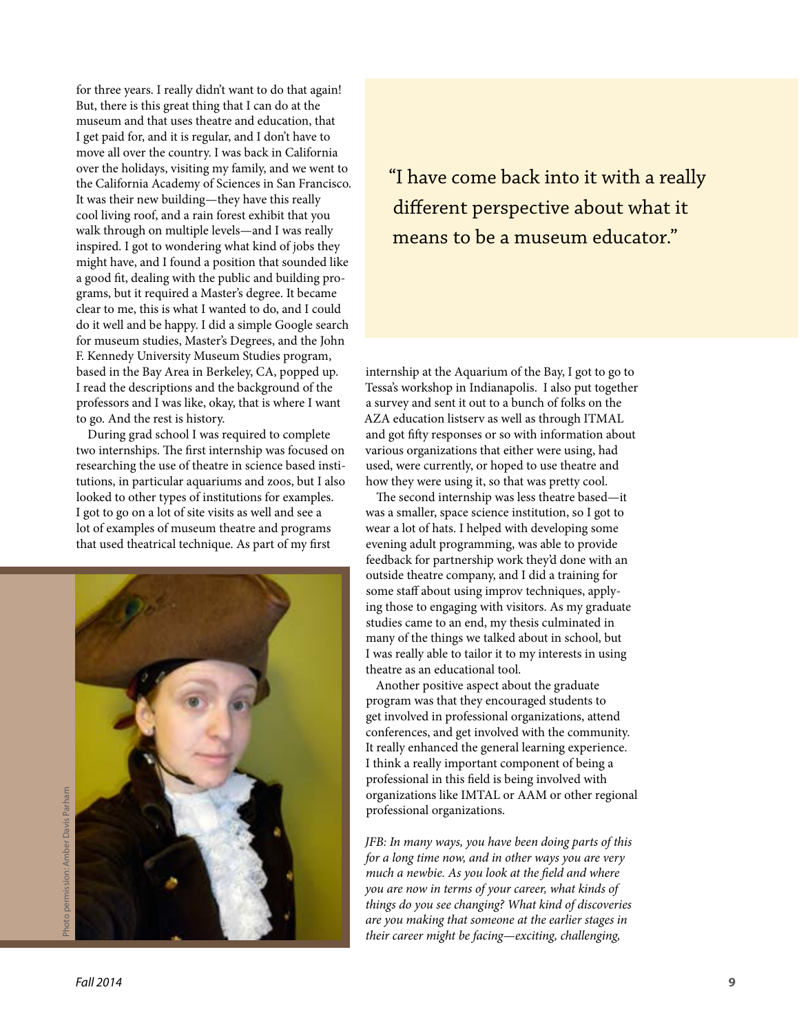for three years. I really didn't want to do that again! But, there is this great thing that I can do at the museum and that uses theatre and education, that I get paid for, and it is regular, and I don't have to move all over the country. I was back in California over the holidays, visiting my family, and we went to the California Academy of Sciences in San Francisco. It was their new building—they have this really cool living roof, and a rain forest exhibit that you walk through on multiple levels—and I was really inspired. I got to wondering what kind of jobs they might have, and I found a position that sounded like a good fit, dealing with the public and building programs, but it required a Master's degree. It became clear to me, this is what I wanted to do, and I could do it well and be happy. I did a simple Google search for museum studies, Master's Degrees, and the John F. Kennedy University Museum Studies program, based in the Bay Area in Berkeley, CA, popped up. I read the descriptions and the background of the professors and I was like, okay, that is where I want to go. And the rest is history.

During grad school I was required to complete two internships. The first internship was focused on researching the use of theatre in science based institutions, in particular aquariums and zoos, but I also looked to other types of institutions for examples. I got to go on a lot of site visits as well and see a lot of examples of museum theatre and programs that used theatrical technique. As part of my first internship at the Aquarium of the Bay, I got to go to Tessa's workshop in Indianapolis. I also put together a survey and sent it out to a bunch of folks on the AZA education listserv as well as through ITMAL and got fifty responses or so with information about various organizations that either were using, had used, were currently, or hoped to use theatre and how they were using it, so that was pretty cool.

Photo permission: Amber Davis Parham

> "I have come back into it with a really different perspective about what it means to be a museum educator."

The second internship was less theatre based—it was a smaller, space science institution, so I got to wear a lot of hats. I helped with developing some evening adult programming, was able to provide feedback for partnership work they'd done with an outside theatre company, and I did a training for some staff about using improv techniques, applying those to engaging with visitors. As my graduate studies came to an end, my thesis culminated in many of the things we talked about in school, but I was really able to tailor it to my interests in using theatre as an educational tool.

Another positive aspect about the graduate program was that they encouraged students to get involved in professional organizations, attend conferences, and get involved with the community. It really enhanced the general learning experience. I think a really important component of being a professional in this field is being involved with organizations like IMTAL or AAM or other regional professional organizations.

*JFB: In many ways, you have been doing parts of this for a long time now, and in other ways you are very much a newbie. As you look at the field and where you are now in terms of your career, what kinds of things do you see changing? What kind of discoveries are you making that someone at the earlier stages in their career might be facing—exciting, challenging,*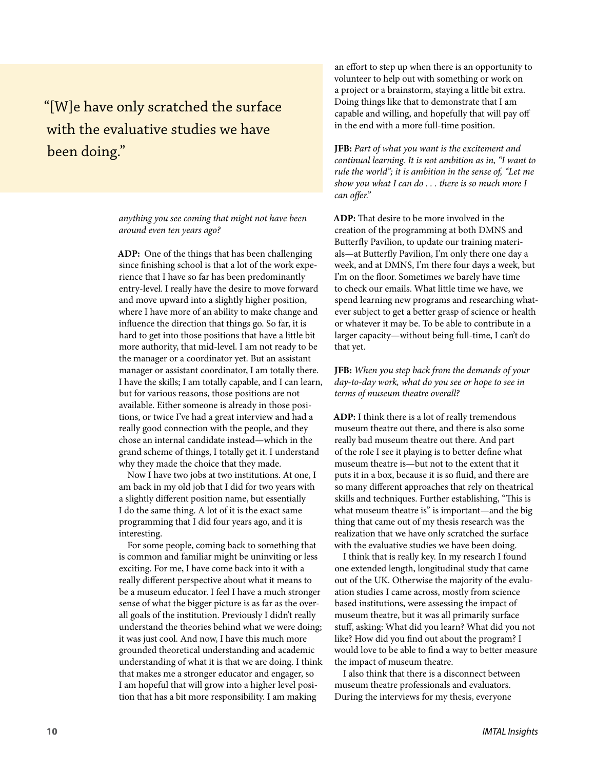> "[W]e have only scratched the surface with the evaluative studies we have been doing."

*anything you see coming that might not have been around even ten years ago?*

**ADP:** One of the things that has been challenging since finishing school is that a lot of the work experience that I have so far has been predominantly entry-level. I really have the desire to move forward and move upward into a slightly higher position, where I have more of an ability to make change and influence the direction that things go. So far, it is hard to get into those positions that have a little bit more authority, that mid-level. I am not ready to be the manager or a coordinator yet. But an assistant manager or assistant coordinator, I am totally there. I have the skills; I am totally capable, and I can learn, but for various reasons, those positions are not available. Either someone is already in those positions, or twice I've had a great interview and had a really good connection with the people, and they chose an internal candidate instead—which in the grand scheme of things, I totally get it. I understand why they made the choice that they made.

Now I have two jobs at two institutions. At one, I am back in my old job that I did for two years with a slightly different position name, but essentially I do the same thing. A lot of it is the exact same programming that I did four years ago, and it is interesting.

For some people, coming back to something that is common and familiar might be uninviting or less exciting. For me, I have come back into it with a really different perspective about what it means to be a museum educator. I feel I have a much stronger sense of what the bigger picture is as far as the overall goals of the institution. Previously I didn't really understand the theories behind what we were doing; it was just cool. And now, I have this much more grounded theoretical understanding and academic understanding of what it is that we are doing. I think that makes me a stronger educator and engager, so I am hopeful that will grow into a higher level position that has a bit more responsibility. I am making an effort to step up when there is an opportunity to volunteer to help out with something or work on a project or a brainstorm, staying a little bit extra. Doing things like that to demonstrate that I am capable and willing, and hopefully that will pay off in the end with a more full-time position.

**JFB:** *Part of what you want is the excitement and continual learning. It is not ambition as in, "I want to rule the world"; it is ambition in the sense of, "Let me show you what I can do . . . there is so much more I can offer."*

**ADP:** That desire to be more involved in the creation of the programming at both DMNS and Butterfly Pavilion, to update our training materials—at Butterfly Pavilion, I'm only there one day a week, and at DMNS, I'm there four days a week, but I'm on the floor. Sometimes we barely have time to check our emails. What little time we have, we spend learning new programs and researching whatever subject to get a better grasp of science or health or whatever it may be. To be able to contribute in a larger capacity—without being full-time, I can't do that yet.

**JFB:** *When you step back from the demands of your day-to-day work, what do you see or hope to see in terms of museum theatre overall?*

**ADP:** I think there is a lot of really tremendous museum theatre out there, and there is also some really bad museum theatre out there. And part of the role I see it playing is to better define what museum theatre is—but not to the extent that it puts it in a box, because it is so fluid, and there are so many different approaches that rely on theatrical skills and techniques. Further establishing, "This is what museum theatre is" is important—and the big thing that came out of my thesis research was the realization that we have only scratched the surface with the evaluative studies we have been doing.

I think that is really key. In my research I found one extended length, longitudinal study that came out of the UK. Otherwise the majority of the evaluation studies I came across, mostly from science based institutions, were assessing the impact of museum theatre, but it was all primarily surface stuff, asking: What did you learn? What did you not like? How did you find out about the program? I would love to be able to find a way to better measure the impact of museum theatre.

I also think that there is a disconnect between museum theatre professionals and evaluators. During the interviews for my thesis, everyone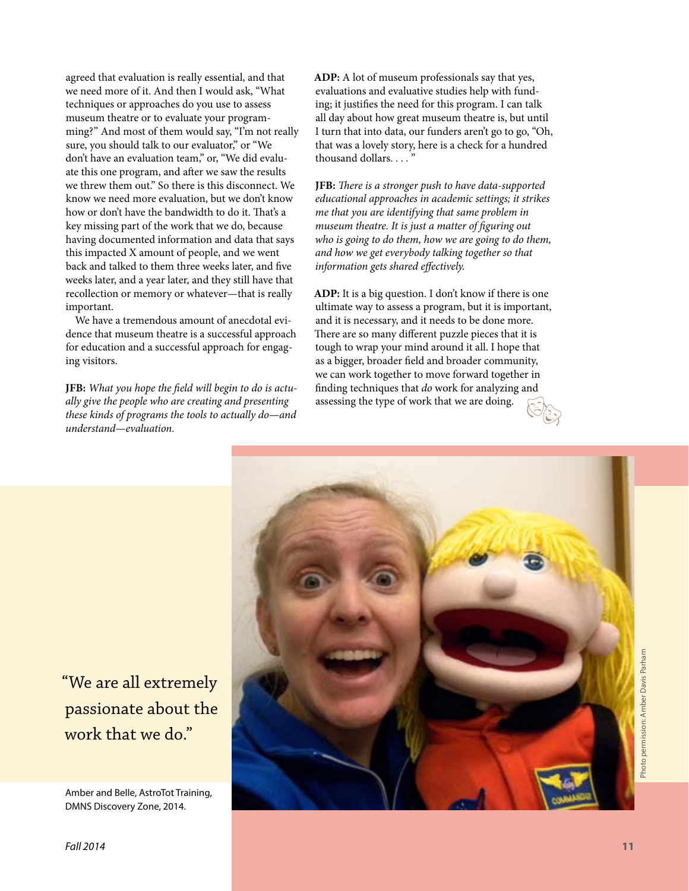agreed that evaluation is really essential, and that we need more of it. And then I would ask, "What techniques or approaches do you use to assess museum theatre or to evaluate your programming?" And most of them would say, "I'm not really sure, you should talk to our evaluator," or "We don't have an evaluation team," or, "We did evaluate this one program, and after we saw the results we threw them out." So there is this disconnect. We know we need more evaluation, but we don't know how or don't have the bandwidth to do it. That's a key missing part of the work that we do, because having documented information and data that says this impacted X amount of people, and we went back and talked to them three weeks later, and five weeks later, and a year later, and they still have that recollection or memory or whatever—that is really important.

We have a tremendous amount of anecdotal evidence that museum theatre is a successful approach for education and a successful approach for engaging visitors.

**JFB:** *What you hope the field will begin to do is actually give the people who are creating and presenting these kinds of programs the tools to actually do—and understand—evaluation.*

**ADP:** A lot of museum professionals say that yes, evaluations and evaluative studies help with funding; it justifies the need for this program. I can talk all day about how great museum theatre is, but until I turn that into data, our funders aren't go to go, "Oh, that was a lovely story, here is a check for a hundred thousand dollars. . . . "

**JFB:** *There is a stronger push to have data-supported educational approaches in academic settings; it strikes me that you are identifying that same problem in museum theatre. It is just a matter of figuring out who is going to do them, how we are going to do them, and how we get everybody talking together so that information gets shared effectively.*

**ADP:** It is a big question. I don't know if there is one ultimate way to assess a program, but it is important, and it is necessary, and it needs to be done more. There are so many different puzzle pieces that it is tough to wrap your mind around it all. I hope that as a bigger, broader field and broader community, we can work together to move forward together in finding techniques that *do* work for analyzing and assessing the type of work that we are doing.

"We are all extremely passionate about the work that we do."

Amber and Belle, AstroTot Training, DMNS Discovery Zone, 2014.

Photo permission: Amber Davis Parham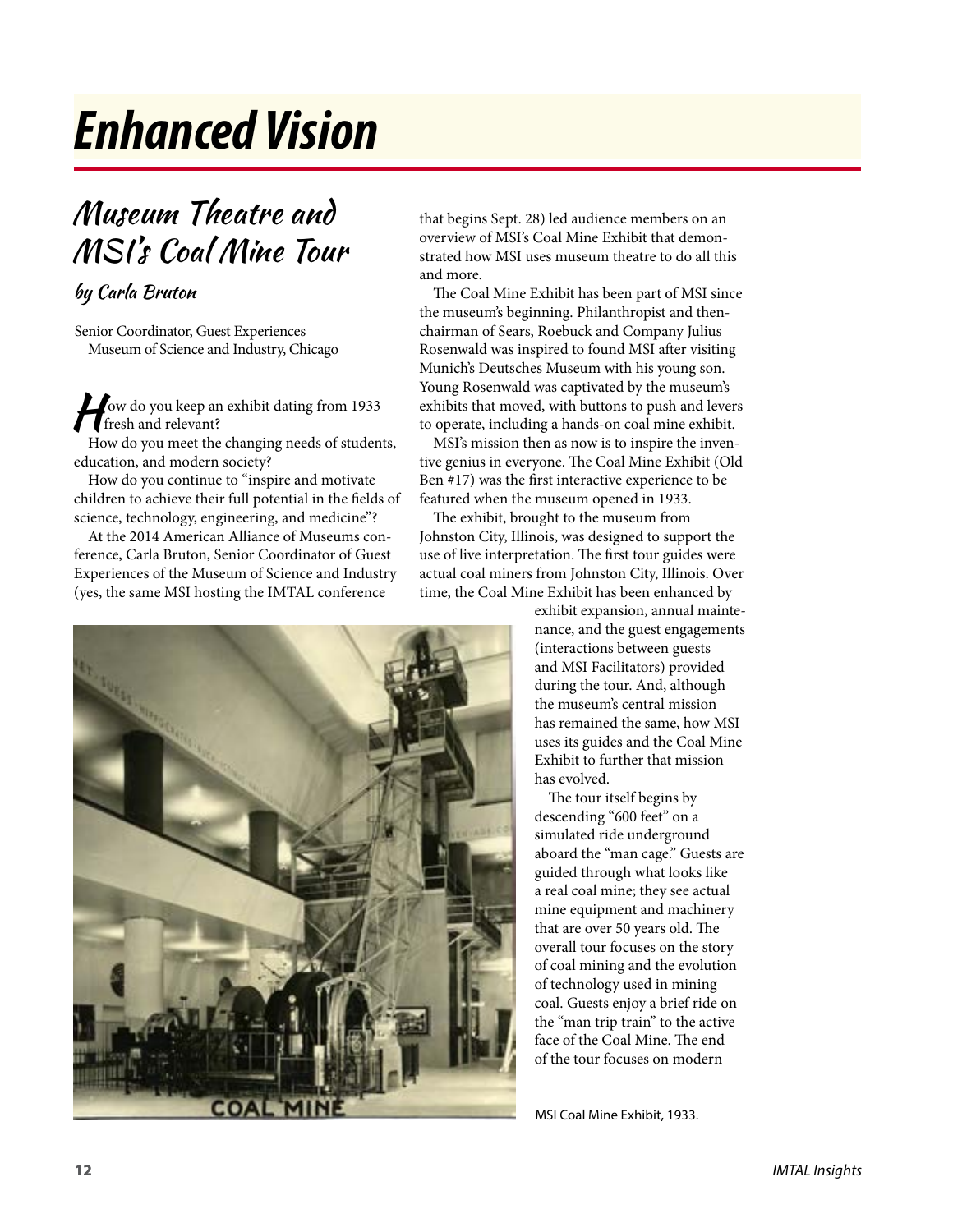# Enhanced Vision

## Museum Theatre and MSI's Coal Mine Tour

### by Carla Bruton

Senior Coordinator, Guest Experiences
Museum of Science and Industry, Chicago

How do you keep an exhibit dating from 1933 fresh and relevant?

How do you meet the changing needs of students, education, and modern society?

How do you continue to "inspire and motivate children to achieve their full potential in the fields of science, technology, engineering, and medicine"?

At the 2014 American Alliance of Museums conference, Carla Bruton, Senior Coordinator of Guest Experiences of the Museum of Science and Industry (yes, the same MSI hosting the IMTAL conference that begins Sept. 28) led audience members on an overview of MSI's Coal Mine Exhibit that demonstrated how MSI uses museum theatre to do all this and more.

The Coal Mine Exhibit has been part of MSI since the museum's beginning. Philanthropist and then-chairman of Sears, Roebuck and Company Julius Rosenwald was inspired to found MSI after visiting Munich's Deutsches Museum with his young son. Young Rosenwald was captivated by the museum's exhibits that moved, with buttons to push and levers to operate, including a hands-on coal mine exhibit.

MSI's mission then as now is to inspire the inventive genius in everyone. The Coal Mine Exhibit (Old Ben #17) was the first interactive experience to be featured when the museum opened in 1933.

The exhibit, brought to the museum from Johnston City, Illinois, was designed to support the use of live interpretation. The first tour guides were actual coal miners from Johnston City, Illinois. Over time, the Coal Mine Exhibit has been enhanced by exhibit expansion, annual maintenance, and the guest engagements (interactions between guests and MSI Facilitators) provided during the tour. And, although the museum's central mission has remained the same, how MSI uses its guides and the Coal Mine Exhibit to further that mission has evolved.

The tour itself begins by descending "600 feet" on a simulated ride underground aboard the "man cage." Guests are guided through what looks like a real coal mine; they see actual mine equipment and machinery that are over 50 years old. The overall tour focuses on the story of coal mining and the evolution of technology used in mining coal. Guests enjoy a brief ride on the "man trip train" to the active face of the Coal Mine. The end of the tour focuses on modern

MSI Coal Mine Exhibit, 1933.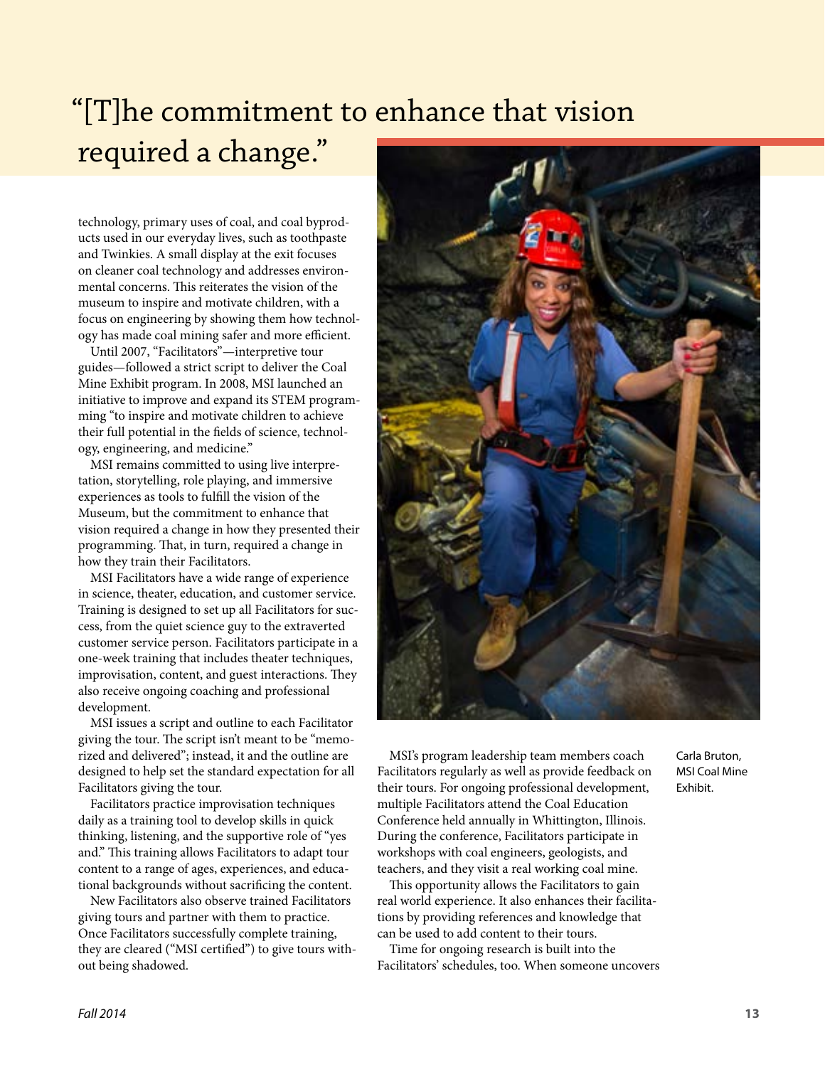# “[T]he commitment to enhance that vision required a change.”

technology, primary uses of coal, and coal byproducts used in our everyday lives, such as toothpaste and Twinkies. A small display at the exit focuses on cleaner coal technology and addresses environmental concerns. This reiterates the vision of the museum to inspire and motivate children, with a focus on engineering by showing them how technology has made coal mining safer and more efficient.

Until 2007, “Facilitators”—interpretive tour guides—followed a strict script to deliver the Coal Mine Exhibit program. In 2008, MSI launched an initiative to improve and expand its STEM programming “to inspire and motivate children to achieve their full potential in the fields of science, technology, engineering, and medicine.”

MSI remains committed to using live interpretation, storytelling, role playing, and immersive experiences as tools to fulfill the vision of the Museum, but the commitment to enhance that vision required a change in how they presented their programming. That, in turn, required a change in how they train their Facilitators.

MSI Facilitators have a wide range of experience in science, theater, education, and customer service. Training is designed to set up all Facilitators for success, from the quiet science guy to the extraverted customer service person. Facilitators participate in a one-week training that includes theater techniques, improvisation, content, and guest interactions. They also receive ongoing coaching and professional development.

MSI issues a script and outline to each Facilitator giving the tour. The script isn’t meant to be “memorized and delivered”; instead, it and the outline are designed to help set the standard expectation for all Facilitators giving the tour.

Facilitators practice improvisation techniques daily as a training tool to develop skills in quick thinking, listening, and the supportive role of “yes and.” This training allows Facilitators to adapt tour content to a range of ages, experiences, and educational backgrounds without sacrificing the content.

New Facilitators also observe trained Facilitators giving tours and partner with them to practice. Once Facilitators successfully complete training, they are cleared (“MSI certified”) to give tours without being shadowed.

Carla Bruton, MSI Coal Mine Exhibit.

MSI’s program leadership team members coach Facilitators regularly as well as provide feedback on their tours. For ongoing professional development, multiple Facilitators attend the Coal Education Conference held annually in Whittington, Illinois. During the conference, Facilitators participate in workshops with coal engineers, geologists, and teachers, and they visit a real working coal mine.

This opportunity allows the Facilitators to gain real world experience. It also enhances their facilitations by providing references and knowledge that can be used to add content to their tours.

Time for ongoing research is built into the Facilitators’ schedules, too. When someone uncovers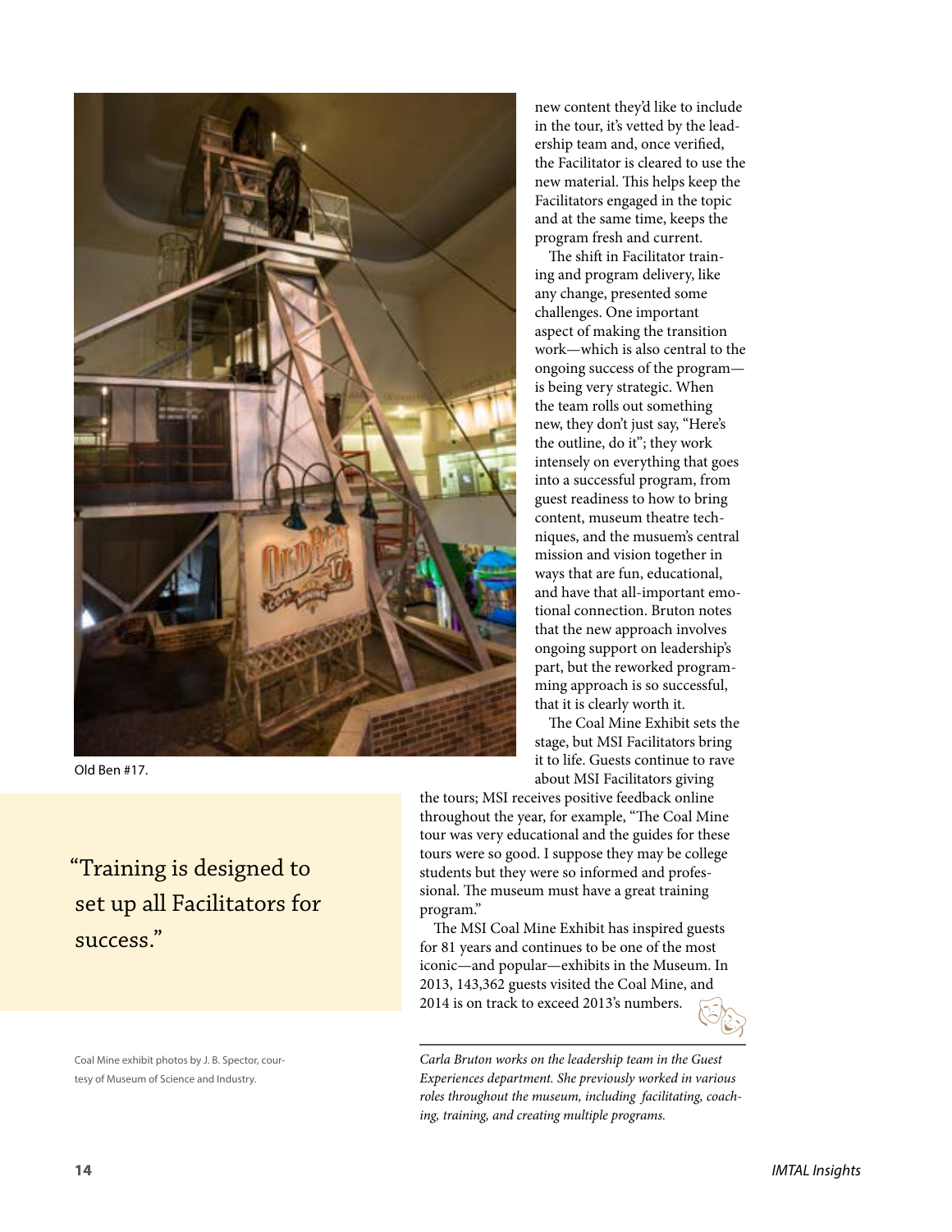Old Ben #17.

new content they'd like to include in the tour, it's vetted by the leadership team and, once verified, the Facilitator is cleared to use the new material. This helps keep the Facilitators engaged in the topic and at the same time, keeps the program fresh and current.

The shift in Facilitator training and program delivery, like any change, presented some challenges. One important aspect of making the transition work—which is also central to the ongoing success of the program—is being very strategic. When the team rolls out something new, they don't just say, "Here's the outline, do it"; they work intensely on everything that goes into a successful program, from guest readiness to how to bring content, museum theatre techniques, and the musuem's central mission and vision together in ways that are fun, educational, and have that all-important emotional connection. Bruton notes that the new approach involves ongoing support on leadership's part, but the reworked programming approach is so successful, that it is clearly worth it.

The Coal Mine Exhibit sets the stage, but MSI Facilitators bring it to life. Guests continue to rave about MSI Facilitators giving the tours; MSI receives positive feedback online throughout the year, for example, "The Coal Mine tour was very educational and the guides for these tours were so good. I suppose they may be college students but they were so informed and professional. The museum must have a great training program."

> "Training is designed to set up all Facilitators for success."

The MSI Coal Mine Exhibit has inspired guests for 81 years and continues to be one of the most iconic—and popular—exhibits in the Museum. In 2013, 143,362 guests visited the Coal Mine, and 2014 is on track to exceed 2013's numbers.

---

*Carla Bruton works on the leadership team in the Guest Experiences department. She previously worked in various roles throughout the museum, including facilitating, coaching, training, and creating multiple programs.*

Coal Mine exhibit photos by J. B. Spector, courtesy of Museum of Science and Industry.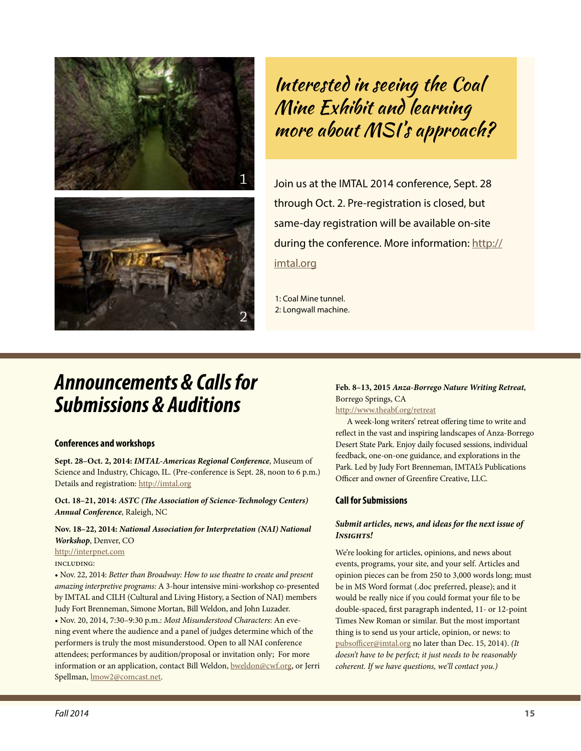## Interested in seeing the Coal Mine Exhibit and learning more about MSI's approach?

Join us at the IMTAL 2014 conference, Sept. 28 through Oct. 2. Pre-registration is closed, but same-day registration will be available on-site during the conference. More information: http://imtal.org

1: Coal Mine tunnel.
2: Longwall machine.

# Announcements & Calls for Submissions & Auditions

### Conferences and workshops

**Sept. 28–Oct. 2, 2014:** ***IMTAL-Americas Regional Conference***, Museum of Science and Industry, Chicago, IL. (Pre-conference is Sept. 28, noon to 6 p.m.) Details and registration: http://imtal.org

**Oct. 18–21, 2014:** ***ASTC (The Association of Science-Technology Centers) Annual Conference***, Raleigh, NC

**Nov. 18–22, 2014:** ***National Association for Interpretation (NAI) National Workshop***, Denver, CO
http://interpnet.com
INCLUDING:

- Nov. 22, 2014: *Better than Broadway: How to use theatre to create and present amazing interpretive programs:* A 3-hour intensive mini-workshop co-presented by IMTAL and CILH (Cultural and Living History, a Section of NAI) members Judy Fort Brenneman, Simone Mortan, Bill Weldon, and John Luzader.
- Nov. 20, 2014, 7:30–9:30 p.m.: *Most Misunderstood Characters*: An evening event where the audience and a panel of judges determine which of the performers is truly the most misunderstood. Open to all NAI conference attendees; performances by audition/proposal or invitation only; For more information or an application, contact Bill Weldon, bweldon@cwf.org, or Jerri Spellman, lmow2@comcast.net.

**Feb. 8–13, 2015** ***Anza-Borrego Nature Writing Retreat,*** Borrego Springs, CA
http://www.theabf.org/retreat

A week-long writers' retreat offering time to write and reflect in the vast and inspiring landscapes of Anza-Borrego Desert State Park. Enjoy daily focused sessions, individual feedback, one-on-one guidance, and explorations in the Park. Led by Judy Fort Brenneman, IMTAL's Publications Officer and owner of Greenfire Creative, LLC.

### Call for Submissions

#### *Submit articles, news, and ideas for the next issue of Insights!*

We're looking for articles, opinions, and news about events, programs, your site, and your self. Articles and opinion pieces can be from 250 to 3,000 words long; must be in MS Word format (.doc preferred, please); and it would be really nice if you could format your file to be double-spaced, first paragraph indented, 11- or 12-point Times New Roman or similar. But the most important thing is to send us your article, opinion, or news: to pubsofficer@imtal.org no later than Dec. 15, 2014). *(It doesn't have to be perfect; it just needs to be reasonably coherent. If we have questions, we'll contact you.)*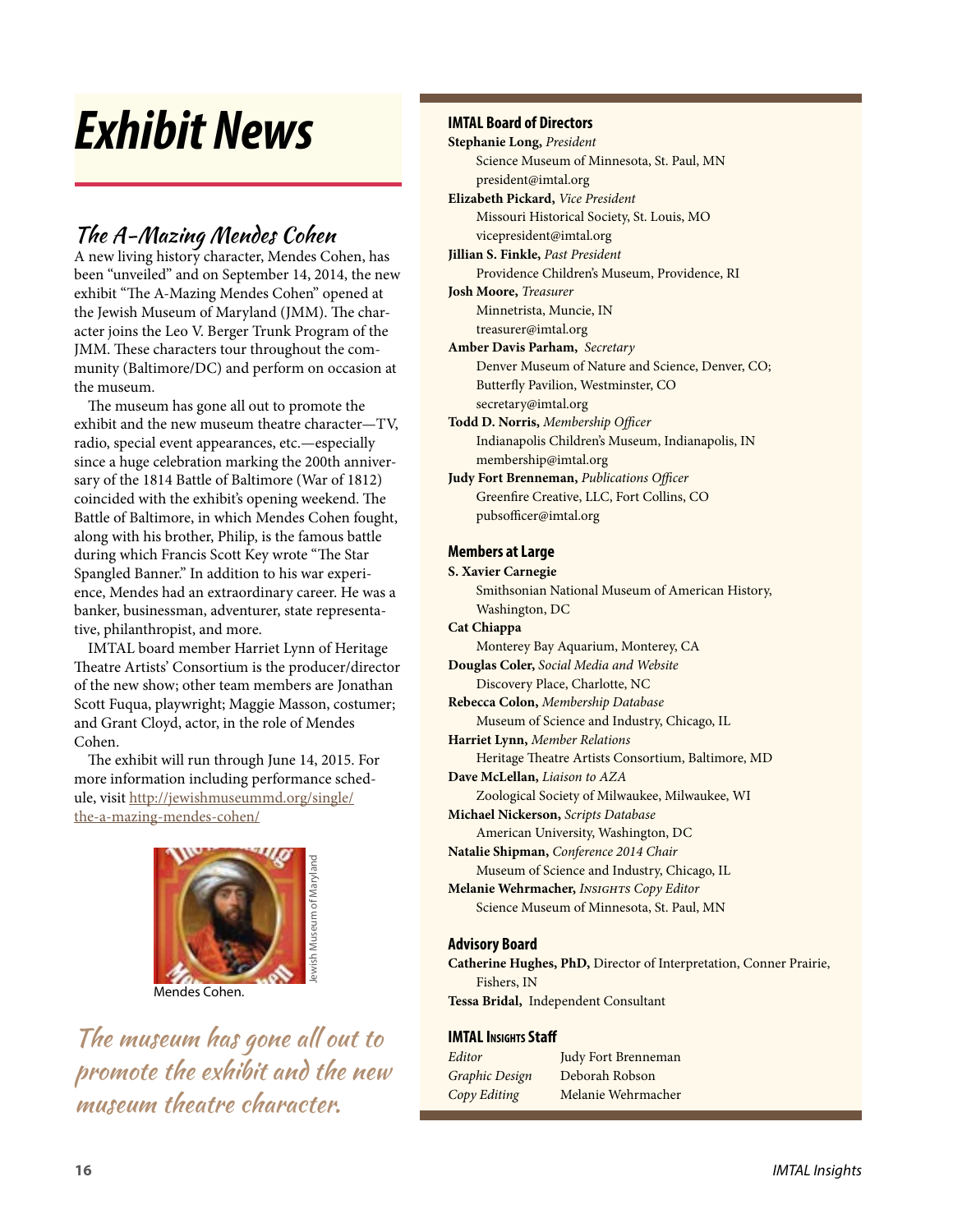# Exhibit News

## The A-Mazing Mendes Cohen

A new living history character, Mendes Cohen, has been "unveiled" and on September 14, 2014, the new exhibit "The A-Mazing Mendes Cohen" opened at the Jewish Museum of Maryland (JMM). The character joins the Leo V. Berger Trunk Program of the JMM. These characters tour throughout the community (Baltimore/DC) and perform on occasion at the museum.

The museum has gone all out to promote the exhibit and the new museum theatre character—TV, radio, special event appearances, etc.—especially since a huge celebration marking the 200th anniversary of the 1814 Battle of Baltimore (War of 1812) coincided with the exhibit's opening weekend. The Battle of Baltimore, in which Mendes Cohen fought, along with his brother, Philip, is the famous battle during which Francis Scott Key wrote "The Star Spangled Banner." In addition to his war experience, Mendes had an extraordinary career. He was a banker, businessman, adventurer, state representative, philanthropist, and more.

IMTAL board member Harriet Lynn of Heritage Theatre Artists' Consortium is the producer/director of the new show; other team members are Jonathan Scott Fuqua, playwright; Maggie Masson, costumer; and Grant Cloyd, actor, in the role of Mendes Cohen.

The exhibit will run through June 14, 2015. For more information including performance schedule, visit http://jewishmuseummd.org/single/the-a-mazing-mendes-cohen/

Jewish Museum of Maryland

Mendes Cohen.

*The museum has gone all out to promote the exhibit and the new museum theatre character.*

### IMTAL Board of Directors

**Stephanie Long,** *President*
Science Museum of Minnesota, St. Paul, MN
president@imtal.org

**Elizabeth Pickard,** *Vice President*
Missouri Historical Society, St. Louis, MO
vicepresident@imtal.org

**Jillian S. Finkle,** *Past President*
Providence Children's Museum, Providence, RI

**Josh Moore,** *Treasurer*
Minnetrista, Muncie, IN
treasurer@imtal.org

**Amber Davis Parham,** *Secretary*
Denver Museum of Nature and Science, Denver, CO; Butterfly Pavilion, Westminster, CO
secretary@imtal.org

**Todd D. Norris,** *Membership Officer*
Indianapolis Children's Museum, Indianapolis, IN
membership@imtal.org

**Judy Fort Brenneman,** *Publications Officer*
Greenfire Creative, LLC, Fort Collins, CO
pubsofficer@imtal.org

### Members at Large

**S. Xavier Carnegie**
Smithsonian National Museum of American History, Washington, DC

**Cat Chiappa**
Monterey Bay Aquarium, Monterey, CA

**Douglas Coler,** *Social Media and Website*
Discovery Place, Charlotte, NC

**Rebecca Colon,** *Membership Database*
Museum of Science and Industry, Chicago, IL

**Harriet Lynn,** *Member Relations*
Heritage Theatre Artists Consortium, Baltimore, MD

**Dave McLellan,** *Liaison to AZA*
Zoological Society of Milwaukee, Milwaukee, WI

**Michael Nickerson,** *Scripts Database*
American University, Washington, DC

**Natalie Shipman,** *Conference 2014 Chair*
Museum of Science and Industry, Chicago, IL

**Melanie Wehrmacher,** *Insights Copy Editor*
Science Museum of Minnesota, St. Paul, MN

### Advisory Board

**Catherine Hughes, PhD,** Director of Interpretation, Conner Prairie, Fishers, IN

**Tessa Bridal,** Independent Consultant

### IMTAL Insights Staff

| | |
|---|---|
| *Editor* | Judy Fort Brenneman |
| *Graphic Design* | Deborah Robson |
| *Copy Editing* | Melanie Wehrmacher |